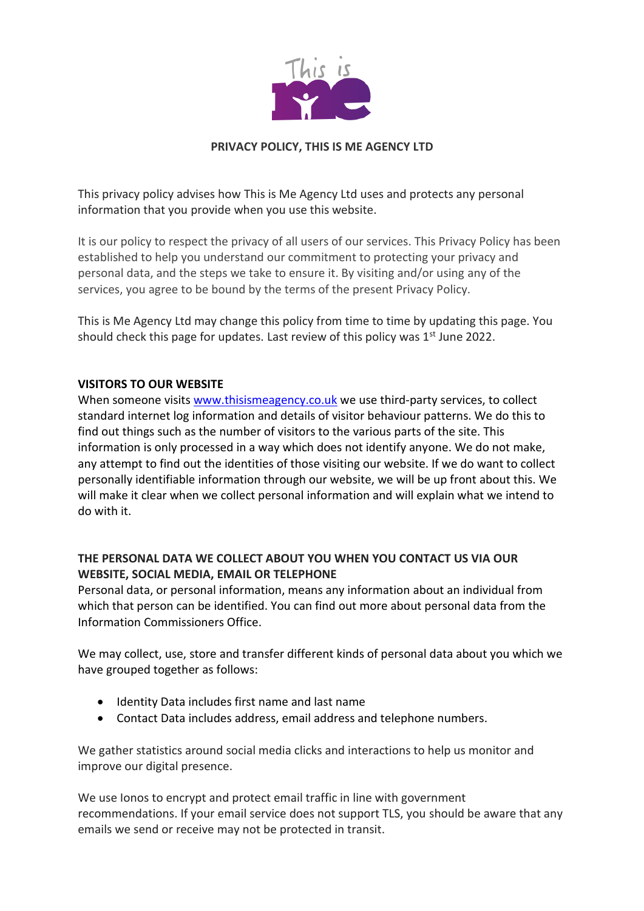# PRIVACY POLICY, THIS IS ME AGENCY LTD

This privacy policy advises how This is Me Agency Ltd uses and protects any personal information that you provide when you use this website.

It is our policy to respect the privacy of all users of our services. This Privacy Policy has been established to help you understand our commitment to protecting your privacy and personal data, and the steps we take to ensure it. By visiting and/or using any of the services, you agree to be bound by the terms of the present Privacy Policy.

This is Me Agency Ltd may change this policy from time to time by updating this page. You should check this page for updates. Last review of this policy was 1st June 2022.

## VISITORS TO OUR WEBSITE

When someone visits [www.thisismeagency.co.uk](http://www.thisismeagency.co.uk) we use third-party services, to collect standard internet log information and details of visitor behaviour patterns. We do this to find out things such as the number of visitors to the various parts of the site. This information is only processed in a way which does not identify anyone. We do not make, any attempt to find out the identities of those visiting our website. If we do want to collect personally identifiable information through our website, we will be up front about this. We will make it clear when we collect personal information and will explain what we intend to do with it.

## THE PERSONAL DATA WE COLLECT ABOUT YOU WHEN YOU CONTACT US VIA OUR WEBSITE, SOCIAL MEDIA, EMAIL OR TELEPHONE

Personal data, or personal information, means any information about an individual from which that person can be identified. You can find out more about personal data from the Information Commissioners Office.

We may collect, use, store and transfer different kinds of personal data about you which we have grouped together as follows:

- Identity Data includes first name and last name
- Contact Data includes address, email address and telephone numbers.

We gather statistics around social media clicks and interactions to help us monitor and improve our digital presence.

We use Ionos to encrypt and protect email traffic in line with government recommendations. If your email service does not support TLS, you should be aware that any emails we send or receive may not be protected in transit.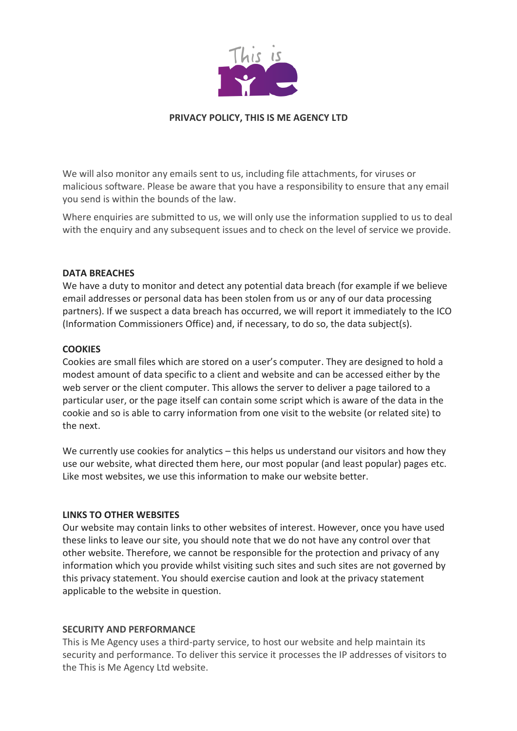**PRIVACY POLICY, THIS IS ME AGENCY LTD**

We will also monitor any emails sent to us, including file attachments, for viruses or malicious software. Please be aware that you have a responsibility to ensure that any email you send is within the bounds of the law.

Where enquiries are submitted to us, we will only use the information supplied to us to deal with the enquiry and any subsequent issues and to check on the level of service we provide.

**DATA BREACHES**

We have a duty to monitor and detect any potential data breach (for example if we believe email addresses or personal data has been stolen from us or any of our data processing partners). If we suspect a data breach has occurred, we will report it immediately to the ICO (Information Commissioners Office) and, if necessary, to do so, the data subject(s).

**COOKIES**

Cookies are small files which are stored on a user's computer. They are designed to hold a modest amount of data specific to a client and website and can be accessed either by the web server or the client computer. This allows the server to deliver a page tailored to a particular user, or the page itself can contain some script which is aware of the data in the cookie and so is able to carry information from one visit to the website (or related site) to the next.

We currently use cookies for analytics – this helps us understand our visitors and how they use our website, what directed them here, our most popular (and least popular) pages etc. Like most websites, we use this information to make our website better.

**LINKS TO OTHER WEBSITES**

Our website may contain links to other websites of interest. However, once you have used these links to leave our site, you should note that we do not have any control over that other website. Therefore, we cannot be responsible for the protection and privacy of any information which you provide whilst visiting such sites and such sites are not governed by this privacy statement. You should exercise caution and look at the privacy statement applicable to the website in question.

**SECURITY AND PERFORMANCE**

This is Me Agency uses a third-party service, to host our website and help maintain its security and performance. To deliver this service it processes the IP addresses of visitors to the This is Me Agency Ltd website.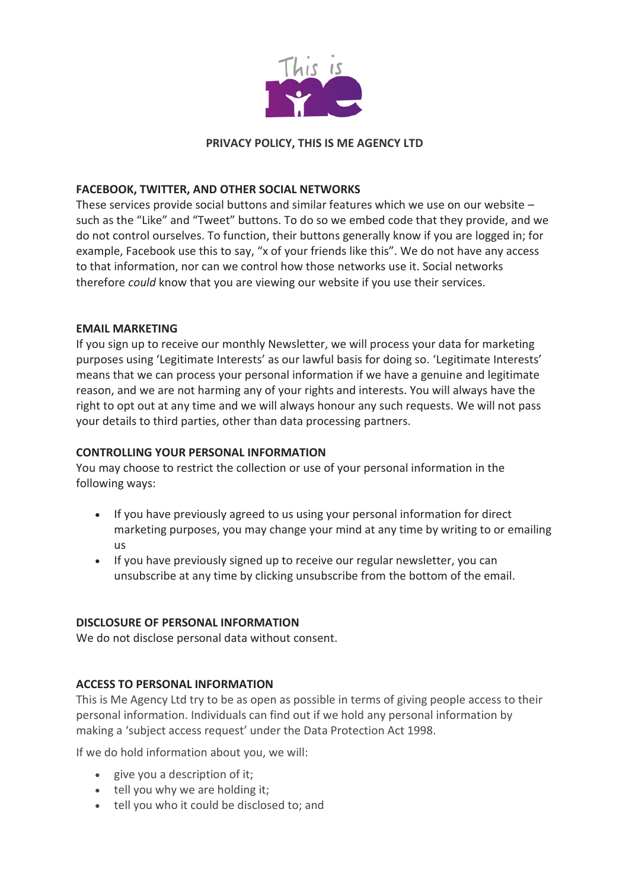**PRIVACY POLICY, THIS IS ME AGENCY LTD**

**FACEBOOK, TWITTER, AND OTHER SOCIAL NETWORKS**

These services provide social buttons and similar features which we use on our website – such as the "Like" and "Tweet" buttons. To do so we embed code that they provide, and we do not control ourselves. To function, their buttons generally know if you are logged in; for example, Facebook use this to say, "x of your friends like this". We do not have any access to that information, nor can we control how those networks use it. Social networks therefore *could* know that you are viewing our website if you use their services.

**EMAIL MARKETING**

If you sign up to receive our monthly Newsletter, we will process your data for marketing purposes using 'Legitimate Interests' as our lawful basis for doing so. 'Legitimate Interests' means that we can process your personal information if we have a genuine and legitimate reason, and we are not harming any of your rights and interests. You will always have the right to opt out at any time and we will always honour any such requests. We will not pass your details to third parties, other than data processing partners.

**CONTROLLING YOUR PERSONAL INFORMATION**

You may choose to restrict the collection or use of your personal information in the following ways:

- If you have previously agreed to us using your personal information for direct marketing purposes, you may change your mind at any time by writing to or emailing us
- If you have previously signed up to receive our regular newsletter, you can unsubscribe at any time by clicking unsubscribe from the bottom of the email.

**DISCLOSURE OF PERSONAL INFORMATION**

We do not disclose personal data without consent.

**ACCESS TO PERSONAL INFORMATION**

This is Me Agency Ltd try to be as open as possible in terms of giving people access to their personal information. Individuals can find out if we hold any personal information by making a 'subject access request' under the Data Protection Act 1998.

If we do hold information about you, we will:

- give you a description of it;
- tell you why we are holding it;
- tell you who it could be disclosed to; and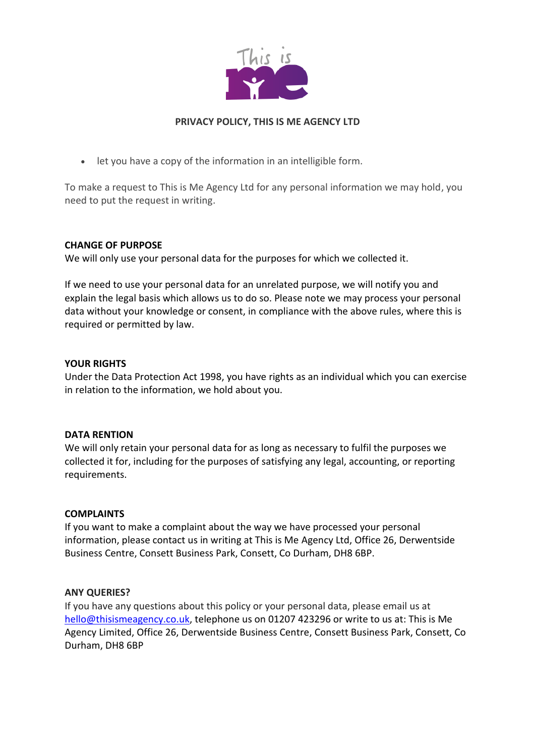**PRIVACY POLICY, THIS IS ME AGENCY LTD**

- let you have a copy of the information in an intelligible form.

To make a request to This is Me Agency Ltd for any personal information we may hold, you need to put the request in writing.

**CHANGE OF PURPOSE**

We will only use your personal data for the purposes for which we collected it.

If we need to use your personal data for an unrelated purpose, we will notify you and explain the legal basis which allows us to do so. Please note we may process your personal data without your knowledge or consent, in compliance with the above rules, where this is required or permitted by law.

**YOUR RIGHTS**

Under the Data Protection Act 1998, you have rights as an individual which you can exercise in relation to the information, we hold about you.

**DATA RENTION**

We will only retain your personal data for as long as necessary to fulfil the purposes we collected it for, including for the purposes of satisfying any legal, accounting, or reporting requirements.

**COMPLAINTS**

If you want to make a complaint about the way we have processed your personal information, please contact us in writing at This is Me Agency Ltd, Office 26, Derwentside Business Centre, Consett Business Park, Consett, Co Durham, DH8 6BP.

**ANY QUERIES?**

If you have any questions about this policy or your personal data, please email us at hello@thisismeagency.co.uk, telephone us on 01207 423296 or write to us at: This is Me Agency Limited, Office 26, Derwentside Business Centre, Consett Business Park, Consett, Co Durham, DH8 6BP